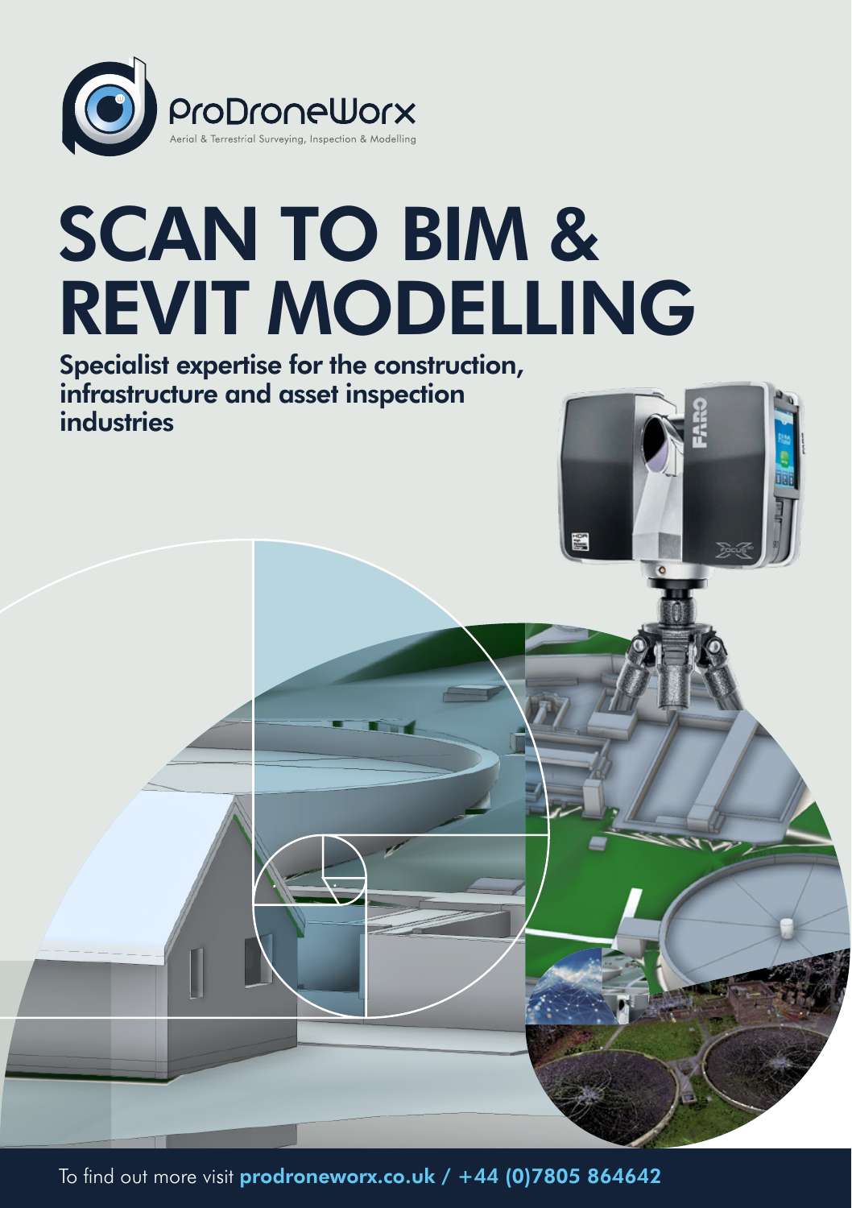ProDroneWorx

Aerial & Terrestrial Surveying, Inspection & Modelling

# SCAN TO BIM & REVIT MODELLING

**Specialist expertise for the construction, infrastructure and asset inspection industries**

To find out more visit **prodroneworx.co.uk / +44 (0)7805 864642**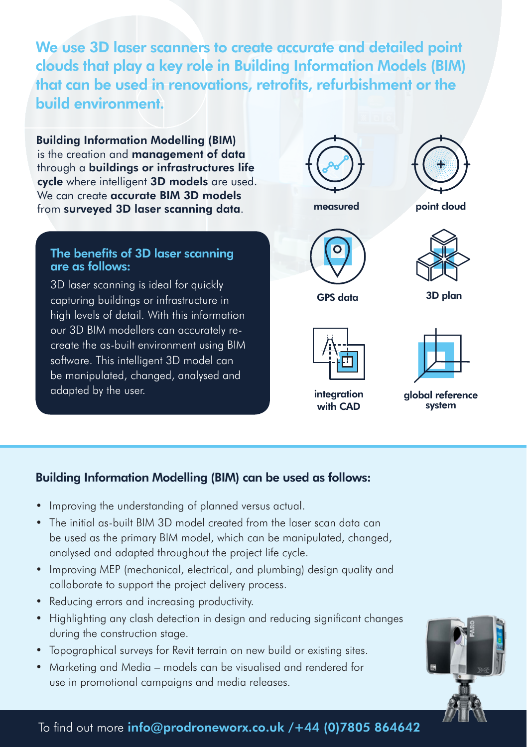## We use 3D laser scanners to create accurate and detailed point clouds that play a key role in Building Information Models (BIM) that can be used in renovations, retrofits, refurbishment or the build environment.

**Building Information Modelling (BIM)** is the creation and **management of data** through a **buildings or infrastructures life cycle** where intelligent **3D models** are used. We can create **accurate BIM 3D models** from **surveyed 3D laser scanning data**.

### The benefits of 3D laser scanning are as follows:

3D laser scanning is ideal for quickly capturing buildings or infrastructure in high levels of detail. With this information our 3D BIM modellers can accurately re-create the as-built environment using BIM software. This intelligent 3D model can be manipulated, changed, analysed and adapted by the user.

measured

point cloud

GPS data

3D plan

integration with CAD

global reference system

### Building Information Modelling (BIM) can be used as follows:

- Improving the understanding of planned versus actual.
- The initial as-built BIM 3D model created from the laser scan data can be used as the primary BIM model, which can be manipulated, changed, analysed and adapted throughout the project life cycle.
- Improving MEP (mechanical, electrical, and plumbing) design quality and collaborate to support the project delivery process.
- Reducing errors and increasing productivity.
- Highlighting any clash detection in design and reducing significant changes during the construction stage.
- Topographical surveys for Revit terrain on new build or existing sites.
- Marketing and Media – models can be visualised and rendered for use in promotional campaigns and media releases.

To find out more **info@prodroneworx.co.uk /+44 (0)7805 864642**